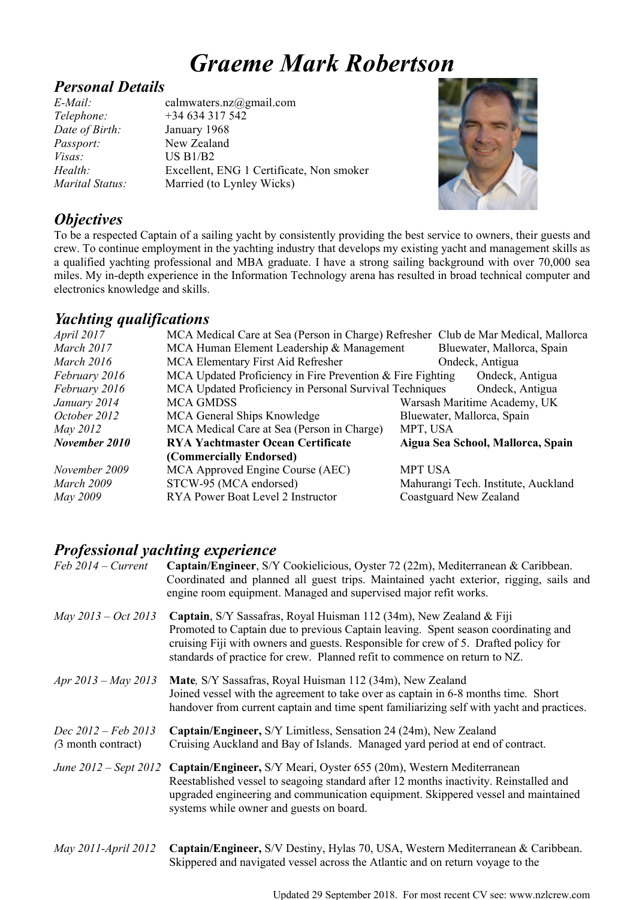# *Graeme Mark Robertson*

## *Personal Details*

| | |
|---|---|
| *E-Mail:* | calmwaters.nz@gmail.com |
| *Telephone:* | +34 634 317 542 |
| *Date of Birth:* | January 1968 |
| *Passport:* | New Zealand |
| *Visas:* | US B1/B2 |
| *Health:* | Excellent, ENG 1 Certificate, Non smoker |
| *Marital Status:* | Married (to Lynley Wicks) |

## *Objectives*

To be a respected Captain of a sailing yacht by consistently providing the best service to owners, their guests and crew. To continue employment in the yachting industry that develops my existing yacht and management skills as a qualified yachting professional and MBA graduate. I have a strong sailing background with over 70,000 sea miles. My in-depth experience in the Information Technology arena has resulted in broad technical computer and electronics knowledge and skills.

## *Yachting qualifications*

| | | |
|---|---|---|
| *April 2017* | MCA Medical Care at Sea (Person in Charge) Refresher | Club de Mar Medical, Mallorca |
| *March 2017* | MCA Human Element Leadership & Management | Bluewater, Mallorca, Spain |
| *March 2016* | MCA Elementary First Aid Refresher | Ondeck, Antigua |
| *February 2016* | MCA Updated Proficiency in Fire Prevention & Fire Fighting | Ondeck, Antigua |
| *February 2016* | MCA Updated Proficiency in Personal Survival Techniques | Ondeck, Antigua |
| *January 2014* | MCA GMDSS | Warsash Maritime Academy, UK |
| *October 2012* | MCA General Ships Knowledge | Bluewater, Mallorca, Spain |
| *May 2012* | MCA Medical Care at Sea (Person in Charge) | MPT, USA |
| ***November 2010*** | **RYA Yachtmaster Ocean Certificate (Commercially Endorsed)** | **Aigua Sea School, Mallorca, Spain** |
| *November 2009* | MCA Approved Engine Course (AEC) | MPT USA |
| *March 2009* | STCW-95 (MCA endorsed) | Mahurangi Tech. Institute, Auckland |
| *May 2009* | RYA Power Boat Level 2 Instructor | Coastguard New Zealand |

## *Professional yachting experience*

*Feb 2014 – Current* — **Captain/Engineer**, S/Y Cookielicious, Oyster 72 (22m), Mediterranean & Caribbean.
Coordinated and planned all guest trips. Maintained yacht exterior, rigging, sails and engine room equipment. Managed and supervised major refit works.

*May 2013 – Oct 2013* — **Captain**, S/Y Sassafras, Royal Huisman 112 (34m), New Zealand & Fiji
Promoted to Captain due to previous Captain leaving. Spent season coordinating and cruising Fiji with owners and guests. Responsible for crew of 5. Drafted policy for standards of practice for crew. Planned refit to commence on return to NZ.

*Apr 2013 – May 2013* — **Mate***,* S/Y Sassafras, Royal Huisman 112 (34m), New Zealand
Joined vessel with the agreement to take over as captain in 6-8 months time. Short handover from current captain and time spent familiarizing self with yacht and practices.

*Dec 2012 – Feb 2013* *(*3 month contract) — **Captain/Engineer,** S/Y Limitless, Sensation 24 (24m), New Zealand
Cruising Auckland and Bay of Islands. Managed yard period at end of contract.

*June 2012 – Sept 2012* — **Captain/Engineer,** S/Y Meari, Oyster 655 (20m), Western Mediterranean
Reestablished vessel to seagoing standard after 12 months inactivity. Reinstalled and upgraded engineering and communication equipment. Skippered vessel and maintained systems while owner and guests on board.

*May 2011-April 2012* — **Captain/Engineer,** S/V Destiny, Hylas 70, USA, Western Mediterranean & Caribbean.
Skippered and navigated vessel across the Atlantic and on return voyage to the

Updated 29 September 2018. For most recent CV see: www.nzlcrew.com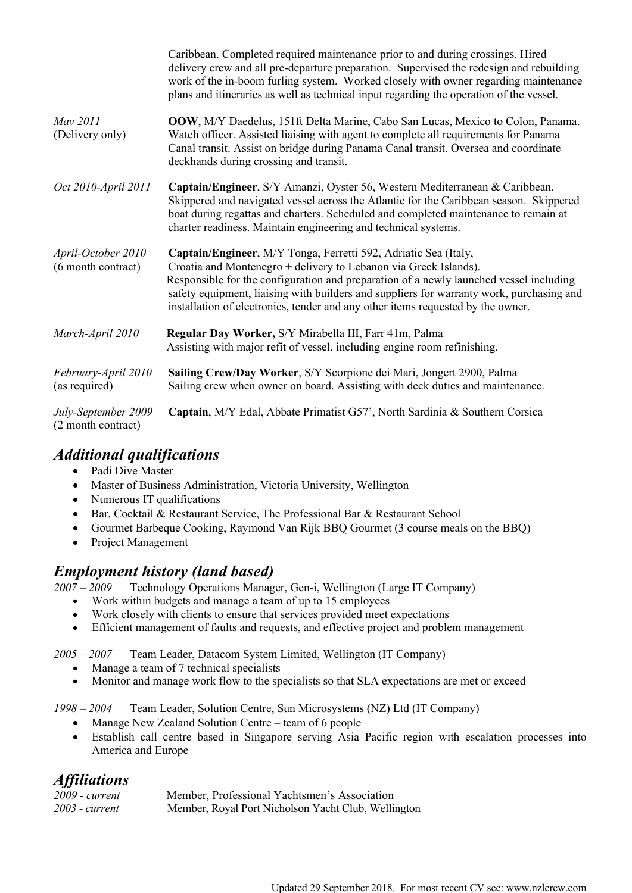Caribbean. Completed required maintenance prior to and during crossings. Hired delivery crew and all pre-departure preparation. Supervised the redesign and rebuilding work of the in-boom furling system. Worked closely with owner regarding maintenance plans and itineraries as well as technical input regarding the operation of the vessel.

*May 2011* (Delivery only)
**OOW**, M/Y Daedelus, 151ft Delta Marine, Cabo San Lucas, Mexico to Colon, Panama. Watch officer. Assisted liaising with agent to complete all requirements for Panama Canal transit. Assist on bridge during Panama Canal transit. Oversea and coordinate deckhands during crossing and transit.

*Oct 2010-April 2011*
**Captain/Engineer**, S/Y Amanzi, Oyster 56, Western Mediterranean & Caribbean. Skippered and navigated vessel across the Atlantic for the Caribbean season. Skippered boat during regattas and charters. Scheduled and completed maintenance to remain at charter readiness. Maintain engineering and technical systems.

*April-October 2010* (6 month contract)
**Captain/Engineer**, M/Y Tonga, Ferretti 592, Adriatic Sea (Italy, Croatia and Montenegro + delivery to Lebanon via Greek Islands). Responsible for the configuration and preparation of a newly launched vessel including safety equipment, liaising with builders and suppliers for warranty work, purchasing and installation of electronics, tender and any other items requested by the owner.

*March-April 2010*
**Regular Day Worker,** S/Y Mirabella III, Farr 41m, Palma
Assisting with major refit of vessel, including engine room refinishing.

*February-April 2010* (as required)
**Sailing Crew/Day Worker**, S/Y Scorpione dei Mari, Jongert 2900, Palma
Sailing crew when owner on board. Assisting with deck duties and maintenance.

*July-September 2009* (2 month contract)
**Captain**, M/Y Edal, Abbate Primatist G57', North Sardinia & Southern Corsica

## *Additional qualifications*

- Padi Dive Master
- Master of Business Administration, Victoria University, Wellington
- Numerous IT qualifications
- Bar, Cocktail & Restaurant Service, The Professional Bar & Restaurant School
- Gourmet Barbeque Cooking, Raymond Van Rijk BBQ Gourmet (3 course meals on the BBQ)
- Project Management

## *Employment history (land based)*

*2007 – 2009* Technology Operations Manager, Gen-i, Wellington (Large IT Company)

- Work within budgets and manage a team of up to 15 employees
- Work closely with clients to ensure that services provided meet expectations
- Efficient management of faults and requests, and effective project and problem management

*2005 – 2007* Team Leader, Datacom System Limited, Wellington (IT Company)

- Manage a team of 7 technical specialists
- Monitor and manage work flow to the specialists so that SLA expectations are met or exceed

*1998 – 2004* Team Leader, Solution Centre, Sun Microsystems (NZ) Ltd (IT Company)

- Manage New Zealand Solution Centre – team of 6 people
- Establish call centre based in Singapore serving Asia Pacific region with escalation processes into America and Europe

## *Affiliations*

*2009 - current* Member, Professional Yachtsmen's Association
*2003 - current* Member, Royal Port Nicholson Yacht Club, Wellington

Updated 29 September 2018. For most recent CV see: www.nzlcrew.com